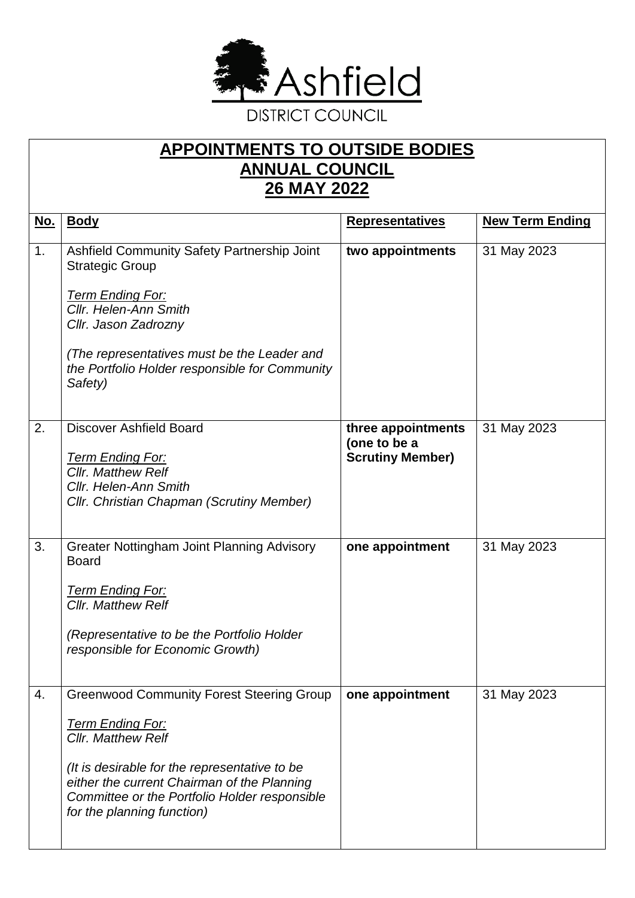Ashfield

DISTRICT COUNCIL

# APPOINTMENTS TO OUTSIDE BODIES
# ANNUAL COUNCIL
# 26 MAY 2022

| No. | Body | Representatives | New Term Ending |
|---|---|---|---|
| 1. | Ashfield Community Safety Partnership Joint Strategic Group<br><br>*Term Ending For:*<br>*Cllr. Helen-Ann Smith*<br>*Cllr. Jason Zadrozny*<br><br>*(The representatives must be the Leader and the Portfolio Holder responsible for Community Safety)* | **two appointments** | 31 May 2023 |
| 2. | Discover Ashfield Board<br><br>*Term Ending For:*<br>*Cllr. Matthew Relf*<br>*Cllr. Helen-Ann Smith*<br>*Cllr. Christian Chapman (Scrutiny Member)* | **three appointments (one to be a Scrutiny Member)** | 31 May 2023 |
| 3. | Greater Nottingham Joint Planning Advisory Board<br><br>*Term Ending For:*<br>*Cllr. Matthew Relf*<br><br>*(Representative to be the Portfolio Holder responsible for Economic Growth)* | **one appointment** | 31 May 2023 |
| 4. | Greenwood Community Forest Steering Group<br><br>*Term Ending For:*<br>*Cllr. Matthew Relf*<br><br>*(It is desirable for the representative to be either the current Chairman of the Planning Committee or the Portfolio Holder responsible for the planning function)* | **one appointment** | 31 May 2023 |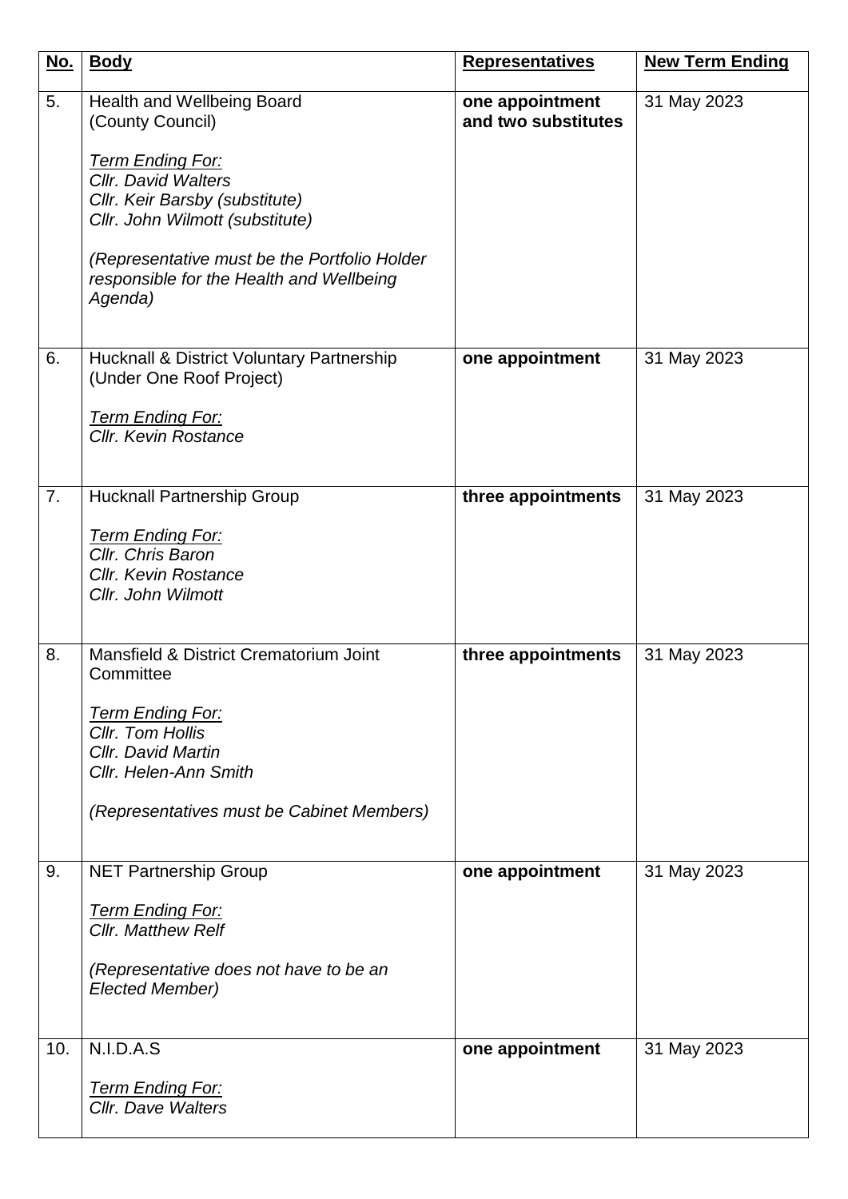| No. | Body | Representatives | New Term Ending |
|---|---|---|---|
| 5. | Health and Wellbeing Board (County Council)<br><br>*Term Ending For:*<br>*Cllr. David Walters*<br>*Cllr. Keir Barsby (substitute)*<br>*Cllr. John Wilmott (substitute)*<br><br>*(Representative must be the Portfolio Holder responsible for the Health and Wellbeing Agenda)* | **one appointment and two substitutes** | 31 May 2023 |
| 6. | Hucknall & District Voluntary Partnership (Under One Roof Project)<br><br>*Term Ending For:*<br>*Cllr. Kevin Rostance* | **one appointment** | 31 May 2023 |
| 7. | Hucknall Partnership Group<br><br>*Term Ending For:*<br>*Cllr. Chris Baron*<br>*Cllr. Kevin Rostance*<br>*Cllr. John Wilmott* | **three appointments** | 31 May 2023 |
| 8. | Mansfield & District Crematorium Joint Committee<br><br>*Term Ending For:*<br>*Cllr. Tom Hollis*<br>*Cllr. David Martin*<br>*Cllr. Helen-Ann Smith*<br><br>*(Representatives must be Cabinet Members)* | **three appointments** | 31 May 2023 |
| 9. | NET Partnership Group<br><br>*Term Ending For:*<br>*Cllr. Matthew Relf*<br><br>*(Representative does not have to be an Elected Member)* | **one appointment** | 31 May 2023 |
| 10. | N.I.D.A.S<br><br>*Term Ending For:*<br>*Cllr. Dave Walters* | **one appointment** | 31 May 2023 |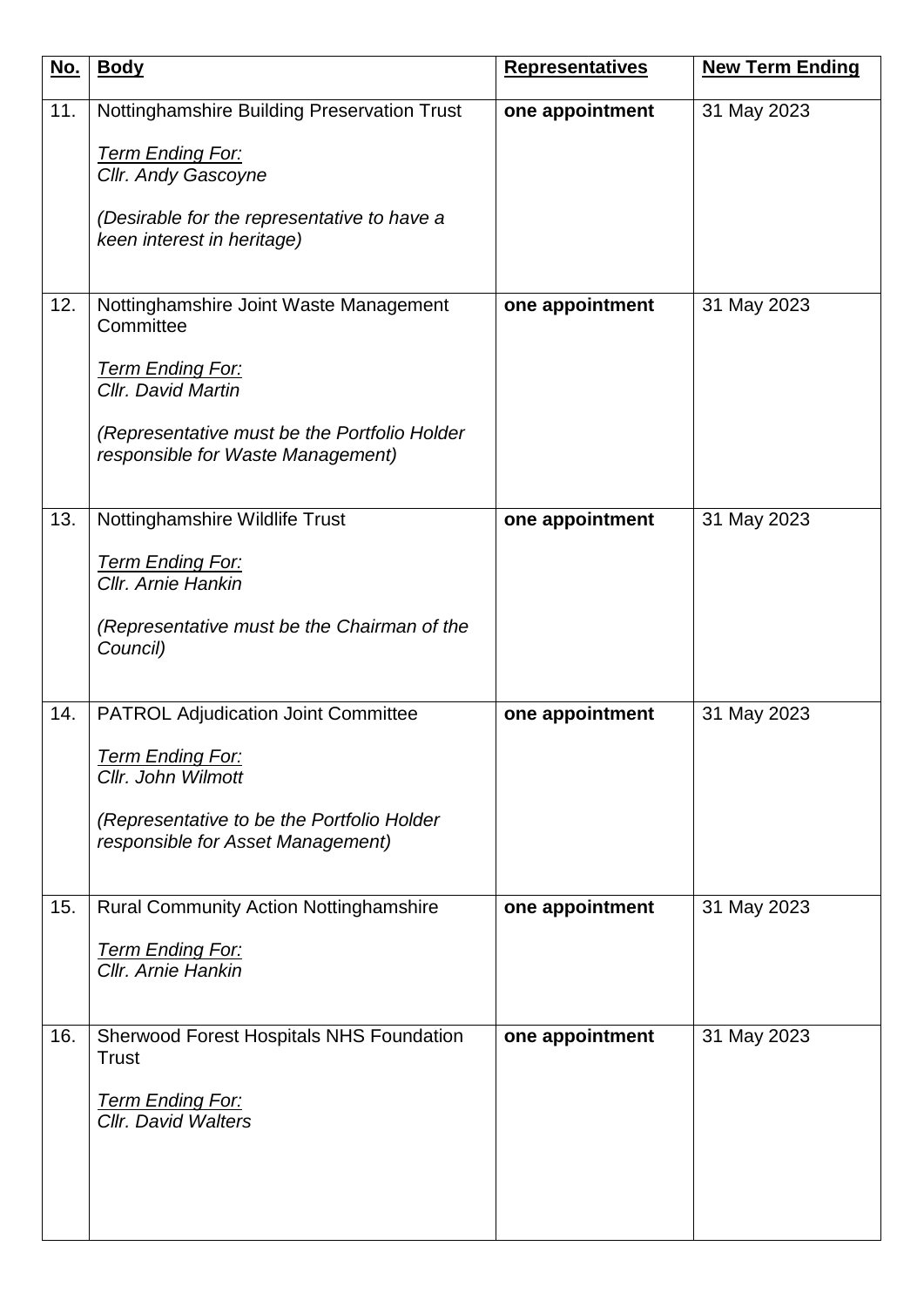| No. | Body | Representatives | New Term Ending |
|---|---|---|---|
| 11. | Nottinghamshire Building Preservation Trust<br><br>*Term Ending For:*<br>*Cllr. Andy Gascoyne*<br><br>*(Desirable for the representative to have a keen interest in heritage)* | **one appointment** | 31 May 2023 |
| 12. | Nottinghamshire Joint Waste Management Committee<br><br>*Term Ending For:*<br>*Cllr. David Martin*<br><br>*(Representative must be the Portfolio Holder responsible for Waste Management)* | **one appointment** | 31 May 2023 |
| 13. | Nottinghamshire Wildlife Trust<br><br>*Term Ending For:*<br>*Cllr. Arnie Hankin*<br><br>*(Representative must be the Chairman of the Council)* | **one appointment** | 31 May 2023 |
| 14. | PATROL Adjudication Joint Committee<br><br>*Term Ending For:*<br>*Cllr. John Wilmott*<br><br>*(Representative to be the Portfolio Holder responsible for Asset Management)* | **one appointment** | 31 May 2023 |
| 15. | Rural Community Action Nottinghamshire<br><br>*Term Ending For:*<br>*Cllr. Arnie Hankin* | **one appointment** | 31 May 2023 |
| 16. | Sherwood Forest Hospitals NHS Foundation Trust<br><br>*Term Ending For:*<br>*Cllr. David Walters* | **one appointment** | 31 May 2023 |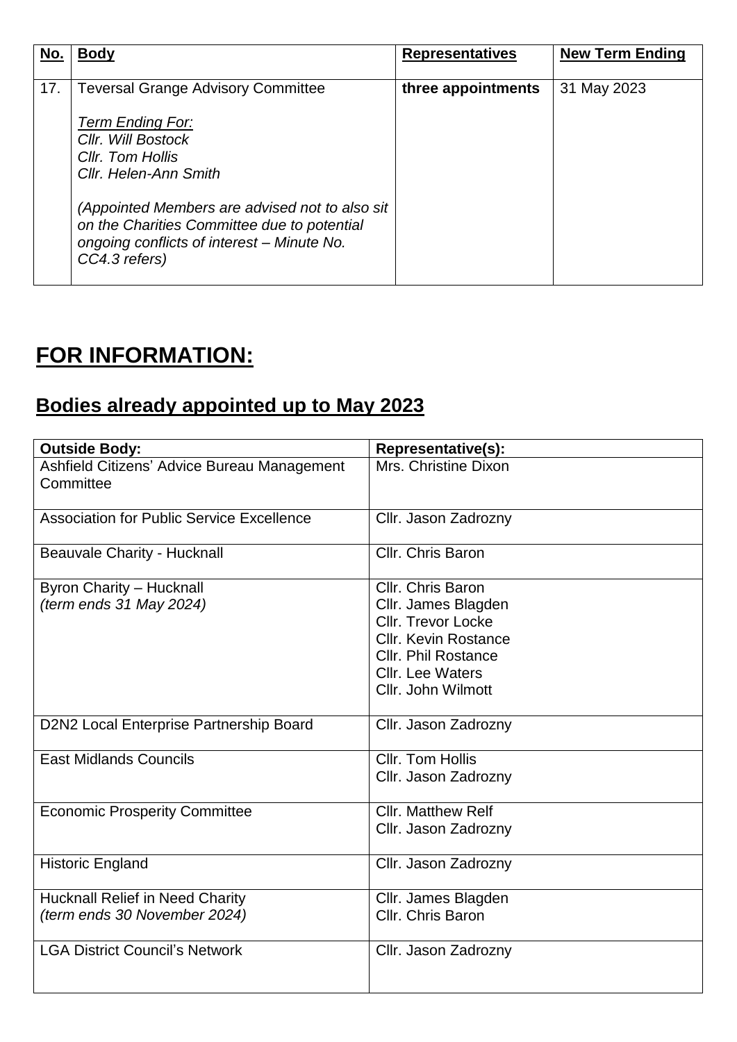| No. | Body | Representatives | New Term Ending |
|---|---|---|---|
| 17. | Teversal Grange Advisory Committee<br><br>*Term Ending For:*<br>*Cllr. Will Bostock*<br>*Cllr. Tom Hollis*<br>*Cllr. Helen-Ann Smith*<br><br>*(Appointed Members are advised not to also sit on the Charities Committee due to potential ongoing conflicts of interest – Minute No. CC4.3 refers)* | **three appointments** | 31 May 2023 |

# FOR INFORMATION:

## Bodies already appointed up to May 2023

| Outside Body: | Representative(s): |
|---|---|
| Ashfield Citizens' Advice Bureau Management Committee | Mrs. Christine Dixon |
| Association for Public Service Excellence | Cllr. Jason Zadrozny |
| Beauvale Charity - Hucknall | Cllr. Chris Baron |
| Byron Charity – Hucknall<br>*(term ends 31 May 2024)* | Cllr. Chris Baron<br>Cllr. James Blagden<br>Cllr. Trevor Locke<br>Cllr. Kevin Rostance<br>Cllr. Phil Rostance<br>Cllr. Lee Waters<br>Cllr. John Wilmott |
| D2N2 Local Enterprise Partnership Board | Cllr. Jason Zadrozny |
| East Midlands Councils | Cllr. Tom Hollis<br>Cllr. Jason Zadrozny |
| Economic Prosperity Committee | Cllr. Matthew Relf<br>Cllr. Jason Zadrozny |
| Historic England | Cllr. Jason Zadrozny |
| Hucknall Relief in Need Charity<br>*(term ends 30 November 2024)* | Cllr. James Blagden<br>Cllr. Chris Baron |
| LGA District Council's Network | Cllr. Jason Zadrozny |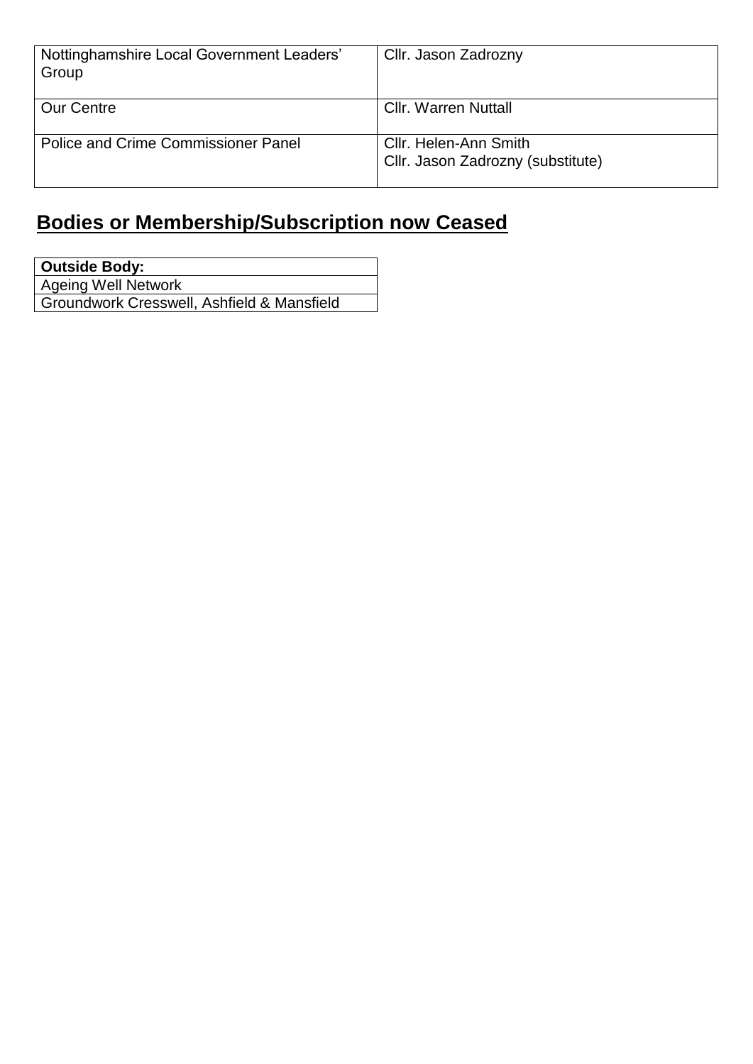| | |
|---|---|
| Nottinghamshire Local Government Leaders' Group | Cllr. Jason Zadrozny |
| Our Centre | Cllr. Warren Nuttall |
| Police and Crime Commissioner Panel | Cllr. Helen-Ann Smith<br>Cllr. Jason Zadrozny (substitute) |

## **Bodies or Membership/Subscription now Ceased**

| **Outside Body:** |
|---|
| Ageing Well Network |
| Groundwork Cresswell, Ashfield & Mansfield |